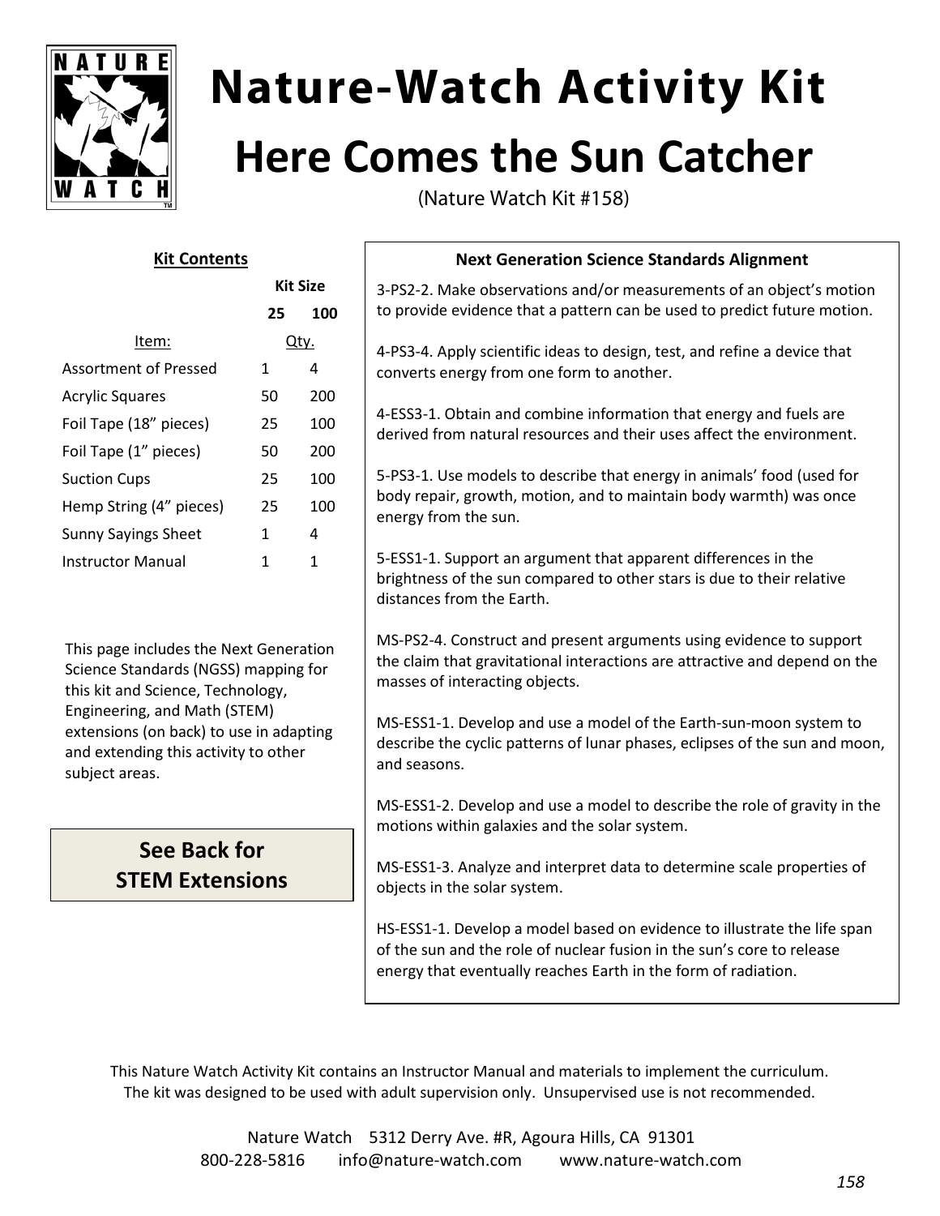# Nature-Watch Activity Kit

## Here Comes the Sun Catcher

(Nature Watch Kit #158)

### Kit Contents

| Item: | Kit Size 25 Qty. | Kit Size 100 Qty. |
|---|---|---|
| Assortment of Pressed | 1 | 4 |
| Acrylic Squares | 50 | 200 |
| Foil Tape (18" pieces) | 25 | 100 |
| Foil Tape (1" pieces) | 50 | 200 |
| Suction Cups | 25 | 100 |
| Hemp String (4" pieces) | 25 | 100 |
| Sunny Sayings Sheet | 1 | 4 |
| Instructor Manual | 1 | 1 |

This page includes the Next Generation Science Standards (NGSS) mapping for this kit and Science, Technology, Engineering, and Math (STEM) extensions (on back) to use in adapting and extending this activity to other subject areas.

**See Back for STEM Extensions**

### Next Generation Science Standards Alignment

3-PS2-2. Make observations and/or measurements of an object's motion to provide evidence that a pattern can be used to predict future motion.

4-PS3-4. Apply scientific ideas to design, test, and refine a device that converts energy from one form to another.

4-ESS3-1. Obtain and combine information that energy and fuels are derived from natural resources and their uses affect the environment.

5-PS3-1. Use models to describe that energy in animals' food (used for body repair, growth, motion, and to maintain body warmth) was once energy from the sun.

5-ESS1-1. Support an argument that apparent differences in the brightness of the sun compared to other stars is due to their relative distances from the Earth.

MS-PS2-4. Construct and present arguments using evidence to support the claim that gravitational interactions are attractive and depend on the masses of interacting objects.

MS-ESS1-1. Develop and use a model of the Earth-sun-moon system to describe the cyclic patterns of lunar phases, eclipses of the sun and moon, and seasons.

MS-ESS1-2. Develop and use a model to describe the role of gravity in the motions within galaxies and the solar system.

MS-ESS1-3. Analyze and interpret data to determine scale properties of objects in the solar system.

HS-ESS1-1. Develop a model based on evidence to illustrate the life span of the sun and the role of nuclear fusion in the sun's core to release energy that eventually reaches Earth in the form of radiation.

This Nature Watch Activity Kit contains an Instructor Manual and materials to implement the curriculum. The kit was designed to be used with adult supervision only. Unsupervised use is not recommended.

Nature Watch 5312 Derry Ave. #R, Agoura Hills, CA 91301
800-228-5816 info@nature-watch.com www.nature-watch.com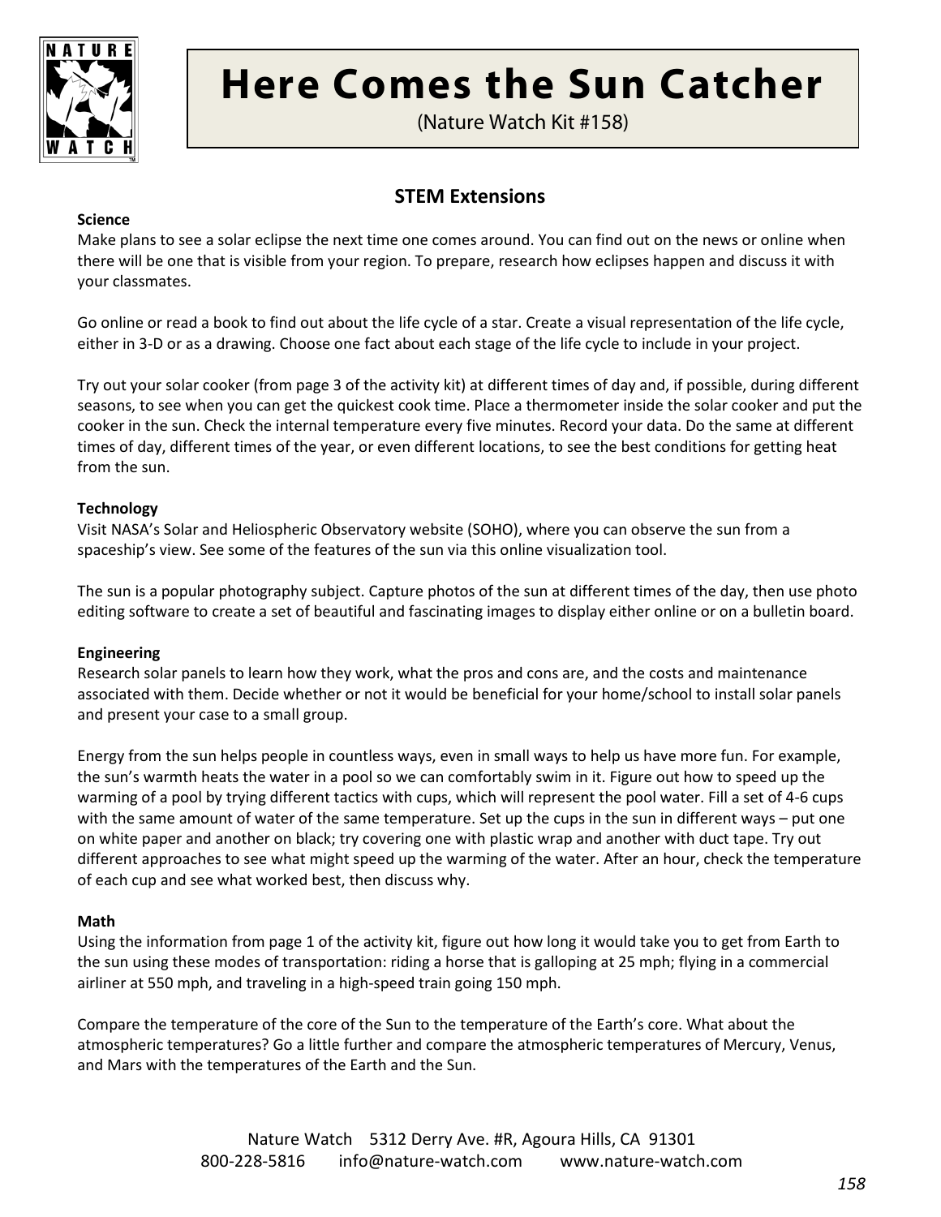# Here Comes the Sun Catcher

(Nature Watch Kit #158)

## STEM Extensions

**Science**

Make plans to see a solar eclipse the next time one comes around. You can find out on the news or online when there will be one that is visible from your region. To prepare, research how eclipses happen and discuss it with your classmates.

Go online or read a book to find out about the life cycle of a star. Create a visual representation of the life cycle, either in 3-D or as a drawing. Choose one fact about each stage of the life cycle to include in your project.

Try out your solar cooker (from page 3 of the activity kit) at different times of day and, if possible, during different seasons, to see when you can get the quickest cook time. Place a thermometer inside the solar cooker and put the cooker in the sun. Check the internal temperature every five minutes. Record your data. Do the same at different times of day, different times of the year, or even different locations, to see the best conditions for getting heat from the sun.

**Technology**

Visit NASA's Solar and Heliospheric Observatory website (SOHO), where you can observe the sun from a spaceship's view. See some of the features of the sun via this online visualization tool.

The sun is a popular photography subject. Capture photos of the sun at different times of the day, then use photo editing software to create a set of beautiful and fascinating images to display either online or on a bulletin board.

**Engineering**

Research solar panels to learn how they work, what the pros and cons are, and the costs and maintenance associated with them. Decide whether or not it would be beneficial for your home/school to install solar panels and present your case to a small group.

Energy from the sun helps people in countless ways, even in small ways to help us have more fun. For example, the sun's warmth heats the water in a pool so we can comfortably swim in it. Figure out how to speed up the warming of a pool by trying different tactics with cups, which will represent the pool water. Fill a set of 4-6 cups with the same amount of water of the same temperature. Set up the cups in the sun in different ways – put one on white paper and another on black; try covering one with plastic wrap and another with duct tape. Try out different approaches to see what might speed up the warming of the water. After an hour, check the temperature of each cup and see what worked best, then discuss why.

**Math**

Using the information from page 1 of the activity kit, figure out how long it would take you to get from Earth to the sun using these modes of transportation: riding a horse that is galloping at 25 mph; flying in a commercial airliner at 550 mph, and traveling in a high-speed train going 150 mph.

Compare the temperature of the core of the Sun to the temperature of the Earth's core. What about the atmospheric temperatures? Go a little further and compare the atmospheric temperatures of Mercury, Venus, and Mars with the temperatures of the Earth and the Sun.

Nature Watch 5312 Derry Ave. #R, Agoura Hills, CA 91301
800-228-5816 info@nature-watch.com www.nature-watch.com